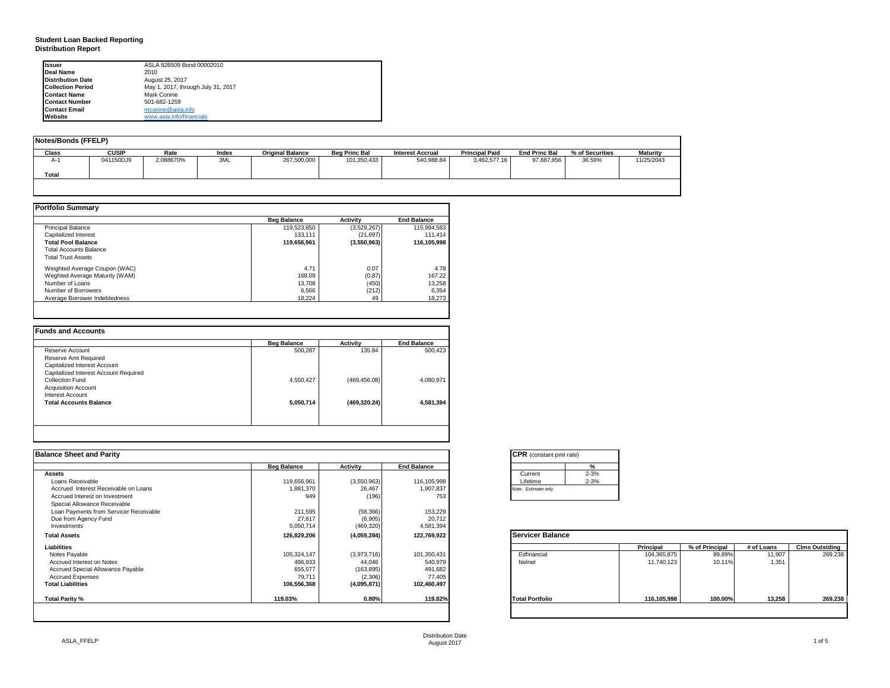# Student Loan Backed Reporting
## Distribution Report

| | |
|---|---|
| **Issuer** | ASLA 826509 Bond 00002010 |
| **Deal Name** | 2010 |
| **Distribution Date** | August 25, 2017 |
| **Collection Period** | May 1, 2017, through July 31, 2017 |
| **Contact Name** | Mark Conine |
| **Contact Number** | 501-682-1259 |
| **Contact Email** | mconine@asla.info |
| **Website** | www.asla.info/financials |

## Notes/Bonds (FFELP)

| Class | CUSIP | Rate | Index | Original Balance | Beg Princ Bal | Interest Accrual | Principal Paid | End Princ Bal | % of Securities | Maturity |
|---|---|---|---|---|---|---|---|---|---|---|
| A-1 | 041150DJ9 | 2.088670% | 3ML | 267,500,000 | 101,350,433 | 540,988.84 | 3,462,577.16 | 97,887,856 | 36.59% | 11/25/2043 |
| **Total** | | | | | | | | | | |

## Portfolio Summary

| | Beg Balance | Activity | End Balance |
|---|---|---|---|
| Principal Balance | 119,523,850 | (3,529,267) | 115,994,583 |
| Capitalized Interest | 133,111 | (21,697) | 111,414 |
| **Total Pool Balance** | **119,656,961** | **(3,550,963)** | **116,105,998** |
| Total Accounts Balance | | | |
| Total Trust Assets | | | |
| Weighted Average Coupon (WAC) | 4.71 | 0.07 | 4.78 |
| Weghted Average Maturity (WAM) | 168.09 | (0.87) | 167.22 |
| Number of Loans | 13,708 | (450) | 13,258 |
| Number of Borrowers | 6,566 | (212) | 6,354 |
| Average Borrower Indebtedness | 18,224 | 49 | 18,273 |

## Funds and Accounts

| | Beg Balance | Activity | End Balance |
|---|---|---|---|
| Reserve Account | 500,287 | 135.84 | 500,423 |
| Reserve Amt Required | | | |
| Capitalized Interest Account | | | |
| Capitalized Interest Account Required | | | |
| Collection Fund | 4,550,427 | (469,456.08) | 4,080,971 |
| Acquisition Account | | | |
| Interest Account | | | |
| **Total Accounts Balance** | **5,050,714** | **(469,320.24)** | **4,581,394** |

## Balance Sheet and Parity

| | Beg Balance | Activity | End Balance |
|---|---|---|---|
| **Assets** | | | |
| Loans Receivable | 119,656,961 | (3,550,963) | 116,105,998 |
| Accrued Interest Receivable on Loans | 1,881,370 | 26,467 | 1,907,837 |
| Accrued Interest on Investment | 949 | (196) | 753 |
| Special Allowance Receivable | | | |
| Loan Payments from Servicer Receivable | 211,595 | (58,366) | 153,229 |
| Due from Agency Fund | 27,617 | (6,905) | 20,712 |
| Investments | 5,050,714 | (469,320) | 4,581,394 |
| **Total Assets** | **126,829,206** | **(4,059,284)** | **122,769,922** |
| **Liabilities** | | | |
| Notes Payable | 105,324,147 | (3,973,716) | 101,350,431 |
| Accrued Interest on Notes | 496,933 | 44,046 | 540,979 |
| Accrued Special Allowance Payable | 655,577 | (163,895) | 491,682 |
| Accrued Expenses | 79,711 | (2,306) | 77,405 |
| **Total Liabilities** | **106,556,368** | **(4,095,871)** | **102,460,497** |
| **Total Parity %** | **119.03%** | **0.80%** | **119.82%** |

## CPR (constant pmt rate)

| | % |
|---|---|
| Current | 2-3% |
| Lifetime | 2-3% |

Note: Estimate only

## Servicer Balance

| | Principal | % of Principal | # of Loans | Clms Outstding |
|---|---|---|---|---|
| Edfinancial | 104,365,875 | 89.89% | 11,907 | 269,238 |
| Nelnet | 11,740,123 | 10.11% | 1,351 | |
| **Total Portfolio** | **116,105,998** | **100.00%** | **13,258** | **269,238** |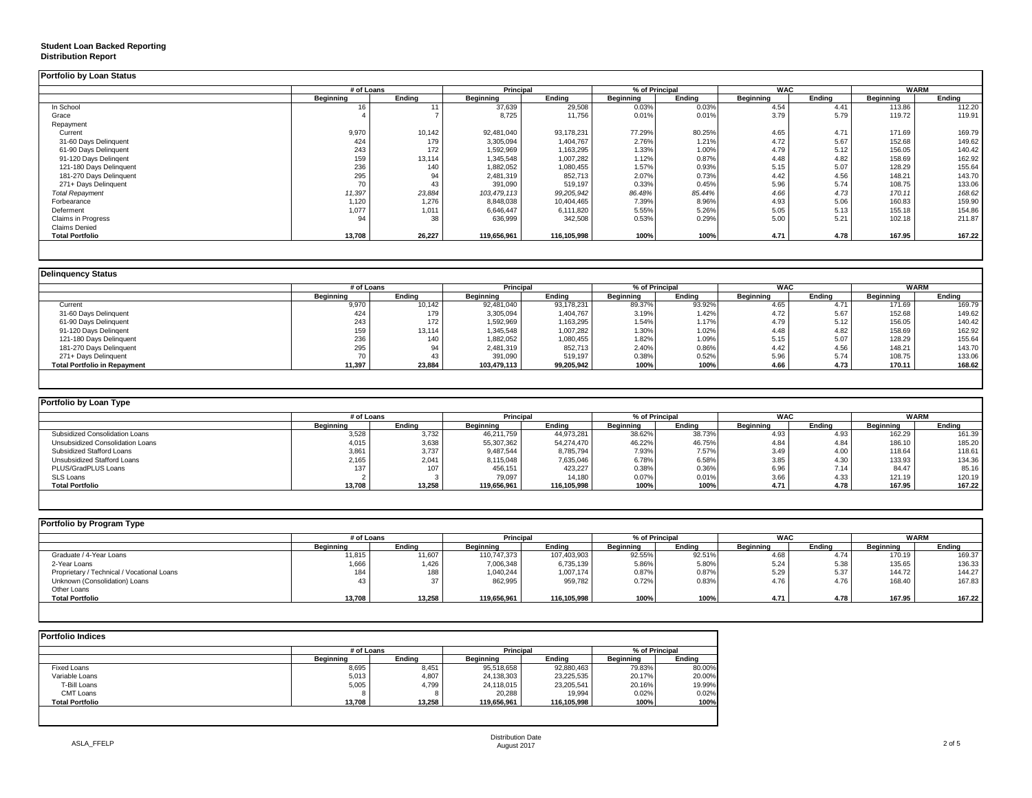**Student Loan Backed Reporting**
**Distribution Report**

## Portfolio by Loan Status

| | # of Loans | | Principal | | % of Principal | | WAC | | WARM | |
|---|---|---|---|---|---|---|---|---|---|---|
| | Beginning | Ending | Beginning | Ending | Beginning | Ending | Beginning | Ending | Beginning | Ending |
| In School | 16 | 11 | 37,639 | 29,508 | 0.03% | 0.03% | 4.54 | 4.41 | 113.86 | 112.20 |
| Grace | 4 | 7 | 8,725 | 11,756 | 0.01% | 0.01% | 3.79 | 5.79 | 119.72 | 119.91 |
| Repayment | | | | | | | | | | |
| Current | 9,970 | 10,142 | 92,481,040 | 93,178,231 | 77.29% | 80.25% | 4.65 | 4.71 | 171.69 | 169.79 |
| 31-60 Days Delinquent | 424 | 179 | 3,305,094 | 1,404,767 | 2.76% | 1.21% | 4.72 | 5.67 | 152.68 | 149.62 |
| 61-90 Days Delinquent | 243 | 172 | 1,592,969 | 1,163,295 | 1.33% | 1.00% | 4.79 | 5.12 | 156.05 | 140.42 |
| 91-120 Days Delingent | 159 | 13,114 | 1,345,548 | 1,007,282 | 1.12% | 0.87% | 4.48 | 4.82 | 158.69 | 162.92 |
| 121-180 Days Delinquent | 236 | 140 | 1,882,052 | 1,080,455 | 1.57% | 0.93% | 5.15 | 5.07 | 128.29 | 155.64 |
| 181-270 Days Delinquent | 295 | 94 | 2,481,319 | 852,713 | 2.07% | 0.73% | 4.42 | 4.56 | 148.21 | 143.70 |
| 271+ Days Delinquent | 70 | 43 | 391,090 | 519,197 | 0.33% | 0.45% | 5.96 | 5.74 | 108.75 | 133.06 |
| *Total Repayment* | *11,397* | *23,884* | *103,479,113* | *99,205,942* | *86.48%* | *85.44%* | *4.66* | *4.73* | *170.11* | *168.62* |
| Forbearance | 1,120 | 1,276 | 8,848,038 | 10,404,465 | 7.39% | 8.96% | 4.93 | 5.06 | 160.83 | 159.90 |
| Deferment | 1,077 | 1,011 | 6,646,447 | 6,111,820 | 5.55% | 5.26% | 5.05 | 5.13 | 155.18 | 154.86 |
| Claims in Progress | 94 | 38 | 636,999 | 342,508 | 0.53% | 0.29% | 5.00 | 5.21 | 102.18 | 211.87 |
| Claims Denied | | | | | | | | | | |
| **Total Portfolio** | **13,708** | **26,227** | **119,656,961** | **116,105,998** | **100%** | **100%** | **4.71** | **4.78** | **167.95** | **167.22** |

## Delinquency Status

| | # of Loans | | Principal | | % of Principal | | WAC | | WARM | |
|---|---|---|---|---|---|---|---|---|---|---|
| | Beginning | Ending | Beginning | Ending | Beginning | Ending | Beginning | Ending | Beginning | Ending |
| Current | 9,970 | 10,142 | 92,481,040 | 93,178,231 | 89.37% | 93.92% | 4.65 | 4.71 | 171.69 | 169.79 |
| 31-60 Days Delinquent | 424 | 179 | 3,305,094 | 1,404,767 | 3.19% | 1.42% | 4.72 | 5.67 | 152.68 | 149.62 |
| 61-90 Days Delinquent | 243 | 172 | 1,592,969 | 1,163,295 | 1.54% | 1.17% | 4.79 | 5.12 | 156.05 | 140.42 |
| 91-120 Days Delingent | 159 | 13,114 | 1,345,548 | 1,007,282 | 1.30% | 1.02% | 4.48 | 4.82 | 158.69 | 162.92 |
| 121-180 Days Delinquent | 236 | 140 | 1,882,052 | 1,080,455 | 1.82% | 1.09% | 5.15 | 5.07 | 128.29 | 155.64 |
| 181-270 Days Delinquent | 295 | 94 | 2,481,319 | 852,713 | 2.40% | 0.86% | 4.42 | 4.56 | 148.21 | 143.70 |
| 271+ Days Delinquent | 70 | 43 | 391,090 | 519,197 | 0.38% | 0.52% | 5.96 | 5.74 | 108.75 | 133.06 |
| **Total Portfolio in Repayment** | **11,397** | **23,884** | **103,479,113** | **99,205,942** | **100%** | **100%** | **4.66** | **4.73** | **170.11** | **168.62** |

## Portfolio by Loan Type

| | # of Loans | | Principal | | % of Principal | | WAC | | WARM | |
|---|---|---|---|---|---|---|---|---|---|---|
| | Beginning | Ending | Beginning | Ending | Beginning | Ending | Beginning | Ending | Beginning | Ending |
| Subsidized Consolidation Loans | 3,528 | 3,732 | 46,211,759 | 44,973,281 | 38.62% | 38.73% | 4.93 | 4.93 | 162.29 | 161.39 |
| Unsubsidized Consolidation Loans | 4,015 | 3,638 | 55,307,362 | 54,274,470 | 46.22% | 46.75% | 4.84 | 4.84 | 186.10 | 185.20 |
| Subsidized Stafford Loans | 3,861 | 3,737 | 9,487,544 | 8,785,794 | 7.93% | 7.57% | 3.49 | 4.00 | 118.64 | 118.61 |
| Unsubsidized Stafford Loans | 2,165 | 2,041 | 8,115,048 | 7,635,046 | 6.78% | 6.58% | 3.85 | 4.30 | 133.93 | 134.36 |
| PLUS/GradPLUS Loans | 137 | 107 | 456,151 | 423,227 | 0.38% | 0.36% | 6.96 | 7.14 | 84.47 | 85.16 |
| SLS Loans | 2 | 3 | 79,097 | 14,180 | 0.07% | 0.01% | 3.66 | 4.33 | 121.19 | 120.19 |
| **Total Portfolio** | **13,708** | **13,258** | **119,656,961** | **116,105,998** | **100%** | **100%** | **4.71** | **4.78** | **167.95** | **167.22** |

## Portfolio by Program Type

| | # of Loans | | Principal | | % of Principal | | WAC | | WARM | |
|---|---|---|---|---|---|---|---|---|---|---|
| | Beginning | Ending | Beginning | Ending | Beginning | Ending | Beginning | Ending | Beginning | Ending |
| Graduate / 4-Year Loans | 11,815 | 11,607 | 110,747,373 | 107,403,903 | 92.55% | 92.51% | 4.68 | 4.74 | 170.19 | 169.37 |
| 2-Year Loans | 1,666 | 1,426 | 7,006,348 | 6,735,139 | 5.86% | 5.80% | 5.24 | 5.38 | 135.65 | 136.33 |
| Proprietary / Technical / Vocational Loans | 184 | 188 | 1,040,244 | 1,007,174 | 0.87% | 0.87% | 5.29 | 5.37 | 144.72 | 144.27 |
| Unknown (Consolidation) Loans | 43 | 37 | 862,995 | 959,782 | 0.72% | 0.83% | 4.76 | 4.76 | 168.40 | 167.83 |
| Other Loans | | | | | | | | | | |
| **Total Portfolio** | **13,708** | **13,258** | **119,656,961** | **116,105,998** | **100%** | **100%** | **4.71** | **4.78** | **167.95** | **167.22** |

## Portfolio Indices

| | # of Loans | | Principal | | % of Principal | |
|---|---|---|---|---|---|---|
| | Beginning | Ending | Beginning | Ending | Beginning | Ending |
| Fixed Loans | 8,695 | 8,451 | 95,518,658 | 92,880,463 | 79.83% | 80.00% |
| Variable Loans | 5,013 | 4,807 | 24,138,303 | 23,225,535 | 20.17% | 20.00% |
| T-Bill Loans | 5,005 | 4,799 | 24,118,015 | 23,205,541 | 20.16% | 19.99% |
| CMT Loans | 8 | 8 | 20,288 | 19,994 | 0.02% | 0.02% |
| **Total Portfolio** | **13,708** | **13,258** | **119,656,961** | **116,105,998** | **100%** | **100%** |

ASLA_FFELP

Distribution Date
August 2017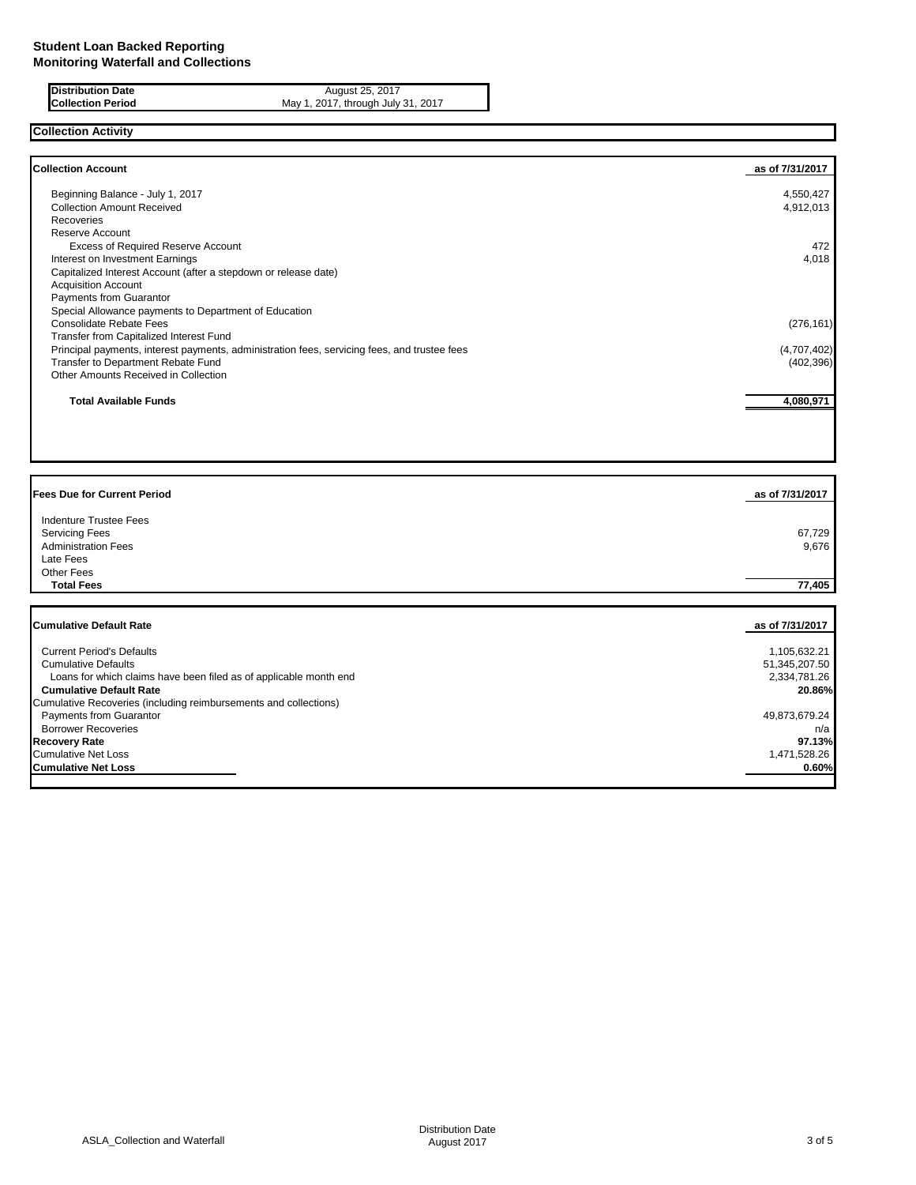# Student Loan Backed Reporting
## Monitoring Waterfall and Collections

| | |
|---|---|
| **Distribution Date** | August 25, 2017 |
| **Collection Period** | May 1, 2017, through July 31, 2017 |

## Collection Activity

| **Collection Account** | **as of 7/31/2017** |
|---|---|
| Beginning Balance - July 1, 2017 | 4,550,427 |
| Collection Amount Received | 4,912,013 |
| Recoveries | |
| Reserve Account | |
| Excess of Required Reserve Account | 472 |
| Interest on Investment Earnings | 4,018 |
| Capitalized Interest Account (after a stepdown or release date) | |
| Acquisition Account | |
| Payments from Guarantor | |
| Special Allowance payments to Department of Education | |
| Consolidate Rebate Fees | (276,161) |
| Transfer from Capitalized Interest Fund | |
| Principal payments, interest payments, administration fees, servicing fees, and trustee fees | (4,707,402) |
| Transfer to Department Rebate Fund | (402,396) |
| Other Amounts Received in Collection | |
| **Total Available Funds** | **4,080,971** |

| **Fees Due for Current Period** | **as of 7/31/2017** |
|---|---|
| Indenture Trustee Fees | |
| Servicing Fees | 67,729 |
| Administration Fees | 9,676 |
| Late Fees | |
| Other Fees | |
| **Total Fees** | **77,405** |

| **Cumulative Default Rate** | **as of 7/31/2017** |
|---|---|
| Current Period's Defaults | 1,105,632.21 |
| Cumulative Defaults | 51,345,207.50 |
| Loans for which claims have been filed as of applicable month end | 2,334,781.26 |
| **Cumulative Default Rate** | **20.86%** |
| Cumulative Recoveries (including reimbursements and collections) | |
| Payments from Guarantor | 49,873,679.24 |
| Borrower Recoveries | n/a |
| **Recovery Rate** | **97.13%** |
| Cumulative Net Loss | 1,471,528.26 |
| **Cumulative Net Loss** | **0.60%** |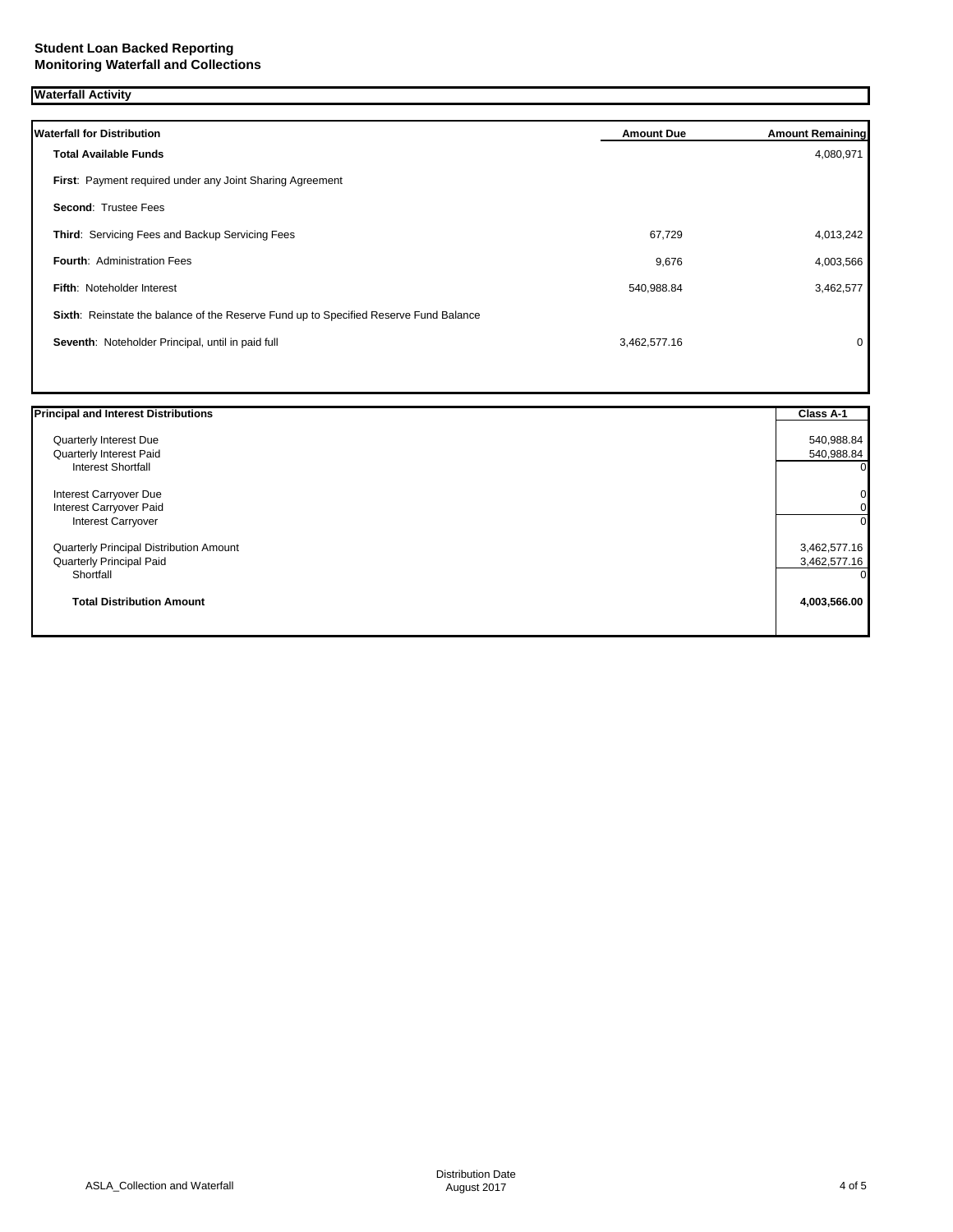**Student Loan Backed Reporting**
**Monitoring Waterfall and Collections**

## Waterfall Activity

| Waterfall for Distribution | Amount Due | Amount Remaining |
|---|---|---|
| **Total Available Funds** | | 4,080,971 |
| **First**: Payment required under any Joint Sharing Agreement | | |
| **Second**: Trustee Fees | | |
| **Third**: Servicing Fees and Backup Servicing Fees | 67,729 | 4,013,242 |
| **Fourth**: Administration Fees | 9,676 | 4,003,566 |
| **Fifth**: Noteholder Interest | 540,988.84 | 3,462,577 |
| **Sixth**: Reinstate the balance of the Reserve Fund up to Specified Reserve Fund Balance | | |
| **Seventh**: Noteholder Principal, until in paid full | 3,462,577.16 | 0 |

| Principal and Interest Distributions | Class A-1 |
|---|---|
| Quarterly Interest Due | 540,988.84 |
| Quarterly Interest Paid | 540,988.84 |
| Interest Shortfall | 0 |
| Interest Carryover Due | 0 |
| Interest Carryover Paid | 0 |
| Interest Carryover | 0 |
| Quarterly Principal Distribution Amount | 3,462,577.16 |
| Quarterly Principal Paid | 3,462,577.16 |
| Shortfall | 0 |
| **Total Distribution Amount** | **4,003,566.00** |

ASLA_Collection and Waterfall

Distribution Date
August 2017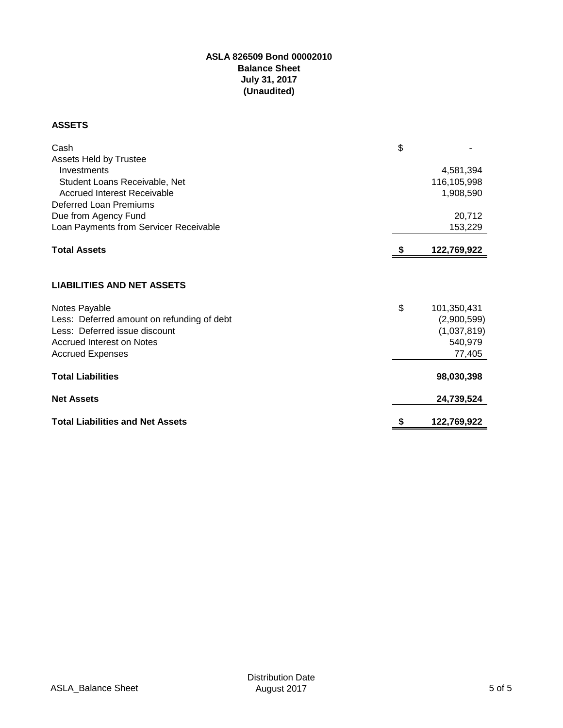**ASLA 826509 Bond 00002010**
**Balance Sheet**
**July 31, 2017**
**(Unaudited)**

**ASSETS**

| | | |
|---|---|---|
| Cash | $ | - |
| Assets Held by Trustee | | |
| Investments | | 4,581,394 |
| Student Loans Receivable, Net | | 116,105,998 |
| Accrued Interest Receivable | | 1,908,590 |
| Deferred Loan Premiums | | |
| Due from Agency Fund | | 20,712 |
| Loan Payments from Servicer Receivable | | 153,229 |
| **Total Assets** | **$** | **122,769,922** |

**LIABILITIES AND NET ASSETS**

| | | |
|---|---|---|
| Notes Payable | $ | 101,350,431 |
| Less: Deferred amount on refunding of debt | | (2,900,599) |
| Less: Deferred issue discount | | (1,037,819) |
| Accrued Interest on Notes | | 540,979 |
| Accrued Expenses | | 77,405 |
| **Total Liabilities** | | **98,030,398** |
| **Net Assets** | | **24,739,524** |
| **Total Liabilities and Net Assets** | **$** | **122,769,922** |

ASLA_Balance Sheet

Distribution Date
August 2017